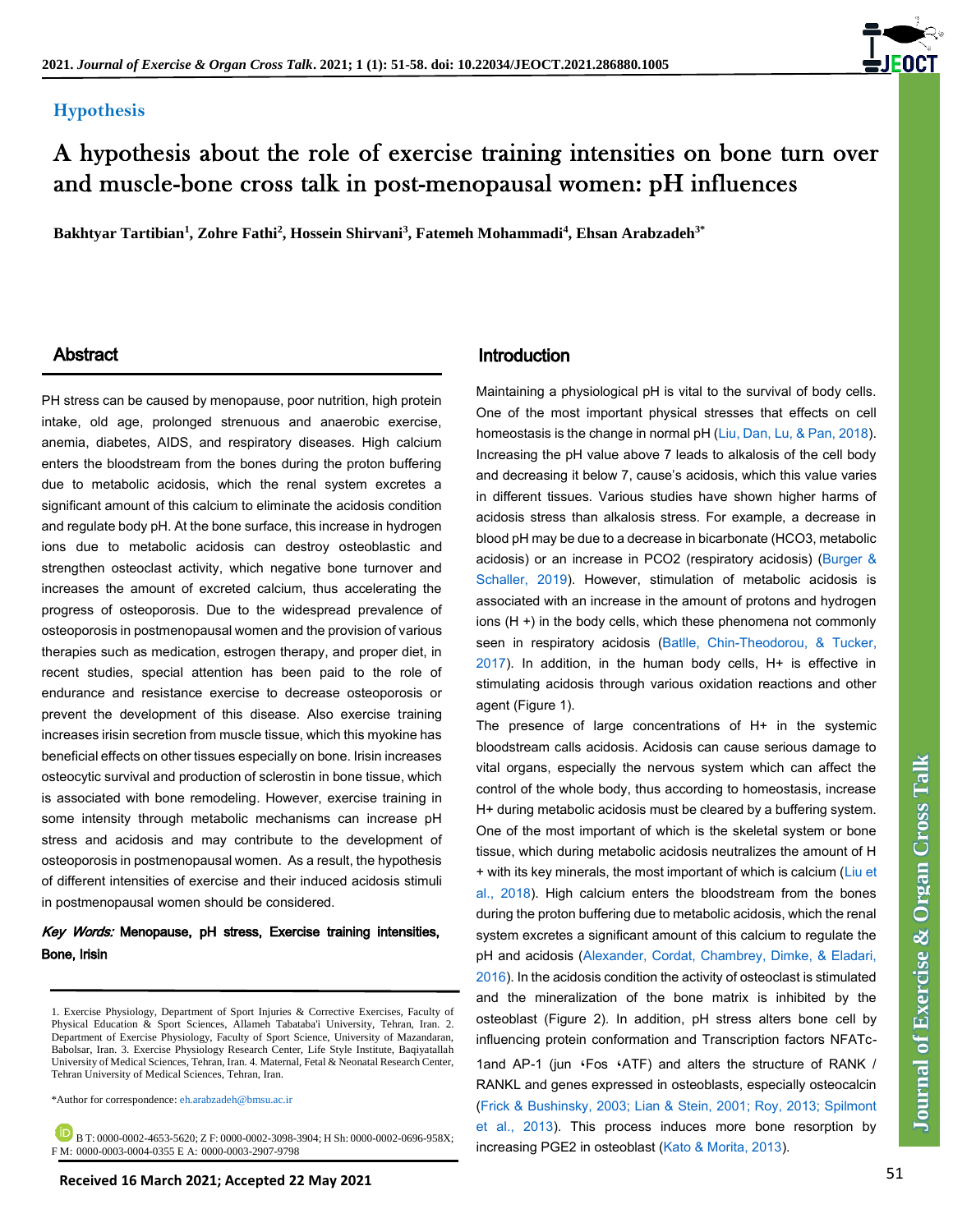## Hypothesis

# A hypothesis about the role of exercise training intensities on bone turn over and muscle-bone cross talk in post-menopausal women: pH influences

**Bakhtyar Tartibian[1], Zohre Fathi[2], Hossein Shirvani[3], Fatemeh Mohammadi[4], Ehsan Arabzadeh[3*]**

## Abstract

PH stress can be caused by menopause, poor nutrition, high protein intake, old age, prolonged strenuous and anaerobic exercise, anemia, diabetes, AIDS, and respiratory diseases. High calcium enters the bloodstream from the bones during the proton buffering due to metabolic acidosis, which the renal system excretes a significant amount of this calcium to eliminate the acidosis condition and regulate body pH. At the bone surface, this increase in hydrogen ions due to metabolic acidosis can destroy osteoblastic and strengthen osteoclast activity, which negative bone turnover and increases the amount of excreted calcium, thus accelerating the progress of osteoporosis. Due to the widespread prevalence of osteoporosis in postmenopausal women and the provision of various therapies such as medication, estrogen therapy, and proper diet, in recent studies, special attention has been paid to the role of endurance and resistance exercise to decrease osteoporosis or prevent the development of this disease. Also exercise training increases irisin secretion from muscle tissue, which this myokine has beneficial effects on other tissues especially on bone. Irisin increases osteocytic survival and production of sclerostin in bone tissue, which is associated with bone remodeling. However, exercise training in some intensity through metabolic mechanisms can increase pH stress and acidosis and may contribute to the development of osteoporosis in postmenopausal women. As a result, the hypothesis of different intensities of exercise and their induced acidosis stimuli in postmenopausal women should be considered.

***Key Words:*** **Menopause, pH stress, Exercise training intensities, Bone, Irisin**

1. Exercise Physiology, Department of Sport Injuries & Corrective Exercises, Faculty of Physical Education & Sport Sciences, Allameh Tabataba'i University, Tehran, Iran. 2. Department of Exercise Physiology, Faculty of Sport Science, University of Mazandaran, Babolsar, Iran. 3. Exercise Physiology Research Center, Life Style Institute, Baqiyatallah University of Medical Sciences, Tehran, Iran. 4. Maternal, Fetal & Neonatal Research Center, Tehran University of Medical Sciences, Tehran, Iran.

*Author for correspondence: eh.arabzadeh@bmsu.ac.ir

B T: 0000-0002-4653-5620; Z F: 0000-0002-3098-3904; H Sh: 0000-0002-0696-958X; F M: 0000-0003-0004-0355 E A: 0000-0003-2907-9798

**Received 16 March 2021; Accepted 22 May 2021**

## Introduction

Maintaining a physiological pH is vital to the survival of body cells. One of the most important physical stresses that effects on cell homeostasis is the change in normal pH (Liu, Dan, Lu, & Pan, 2018). Increasing the pH value above 7 leads to alkalosis of the cell body and decreasing it below 7, cause's acidosis, which this value varies in different tissues. Various studies have shown higher harms of acidosis stress than alkalosis stress. For example, a decrease in blood pH may be due to a decrease in bicarbonate ($HCO_3$, metabolic acidosis) or an increase in PCO2 (respiratory acidosis) (Burger & Schaller, 2019). However, stimulation of metabolic acidosis is associated with an increase in the amount of protons and hydrogen ions ($H^+$) in the body cells, which these phenomena not commonly seen in respiratory acidosis (Batlle, Chin-Theodorou, & Tucker, 2017). In addition, in the human body cells, $H^+$ is effective in stimulating acidosis through various oxidation reactions and other agent (Figure 1).

The presence of large concentrations of $H^+$ in the systemic bloodstream calls acidosis. Acidosis can cause serious damage to vital organs, especially the nervous system which can affect the control of the whole body, thus according to homeostasis, increase $H^+$ during metabolic acidosis must be cleared by a buffering system. One of the most important of which is the skeletal system or bone tissue, which during metabolic acidosis neutralizes the amount of $H^+$ with its key minerals, the most important of which is calcium (Liu et al., 2018). High calcium enters the bloodstream from the bones during the proton buffering due to metabolic acidosis, which the renal system excretes a significant amount of this calcium to regulate the pH and acidosis (Alexander, Cordat, Chambrey, Dimke, & Eladari, 2016). In the acidosis condition the activity of osteoclast is stimulated and the mineralization of the bone matrix is inhibited by the osteoblast (Figure 2). In addition, pH stress alters bone cell by influencing protein conformation and Transcription factors NFATc-1and AP-1 (jun ،Fos ،ATF) and alters the structure of RANK / RANKL and genes expressed in osteoblasts, especially osteocalcin (Frick & Bushinsky, 2003; Lian & Stein, 2001; Roy, 2013; Spilmont et al., 2013). This process induces more bone resorption by increasing PGE2 in osteoblast (Kato & Morita, 2013).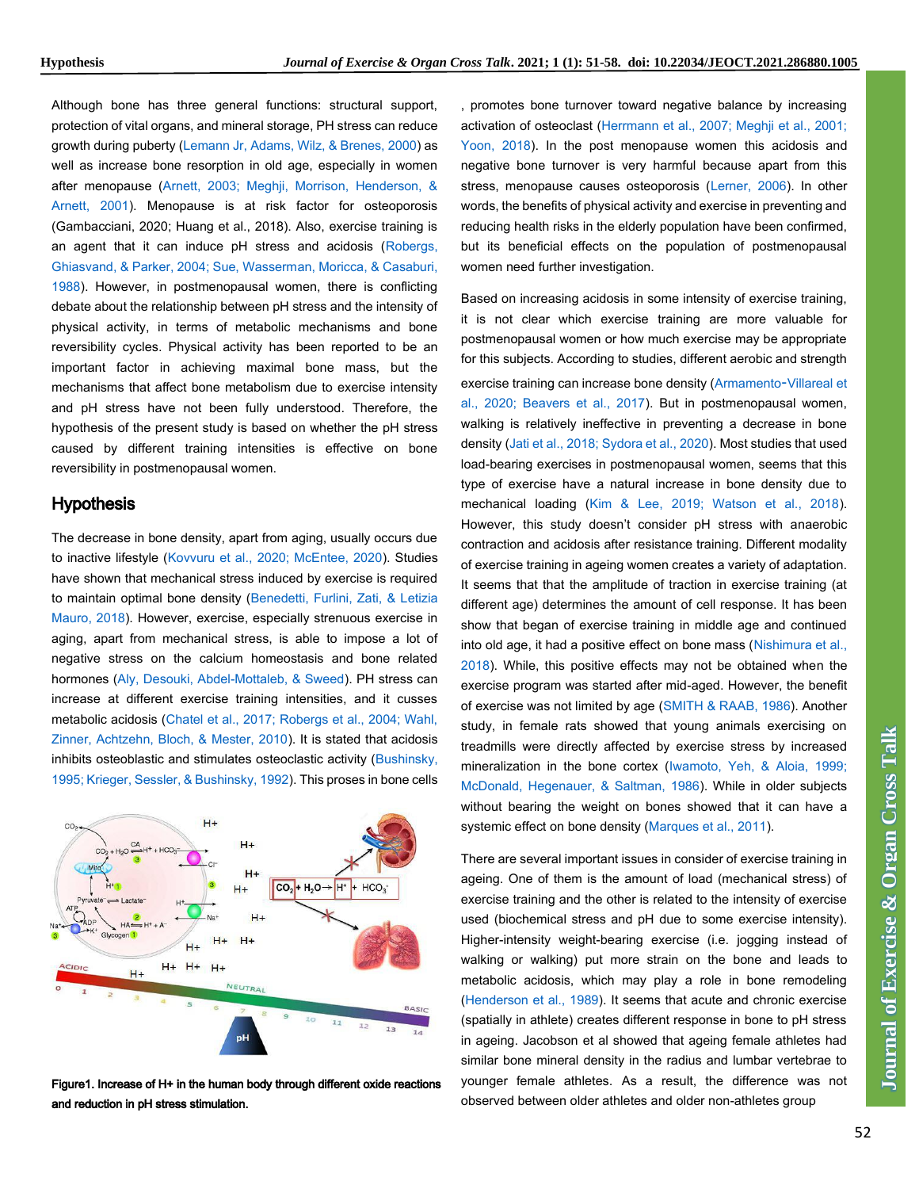Although bone has three general functions: structural support, protection of vital organs, and mineral storage, PH stress can reduce growth during puberty (Lemann Jr, Adams, Wilz, & Brenes, 2000) as well as increase bone resorption in old age, especially in women after menopause (Arnett, 2003; Meghji, Morrison, Henderson, & Arnett, 2001). Menopause is at risk factor for osteoporosis (Gambacciani, 2020; Huang et al., 2018). Also, exercise training is an agent that it can induce pH stress and acidosis (Robergs, Ghiasvand, & Parker, 2004; Sue, Wasserman, Moricca, & Casaburi, 1988). However, in postmenopausal women, there is conflicting debate about the relationship between pH stress and the intensity of physical activity, in terms of metabolic mechanisms and bone reversibility cycles. Physical activity has been reported to be an important factor in achieving maximal bone mass, but the mechanisms that affect bone metabolism due to exercise intensity and pH stress have not been fully understood. Therefore, the hypothesis of the present study is based on whether the pH stress caused by different training intensities is effective on bone reversibility in postmenopausal women.

## Hypothesis

The decrease in bone density, apart from aging, usually occurs due to inactive lifestyle (Kovvuru et al., 2020; McEntee, 2020). Studies have shown that mechanical stress induced by exercise is required to maintain optimal bone density (Benedetti, Furlini, Zati, & Letizia Mauro, 2018). However, exercise, especially strenuous exercise in aging, apart from mechanical stress, is able to impose a lot of negative stress on the calcium homeostasis and bone related hormones (Aly, Desouki, Abdel-Mottaleb, & Sweed). PH stress can increase at different exercise training intensities, and it cusses metabolic acidosis (Chatel et al., 2017; Robergs et al., 2004; Wahl, Zinner, Achtzehn, Bloch, & Mester, 2010). It is stated that acidosis inhibits osteoblastic and stimulates osteoclastic activity (Bushinsky, 1995; Krieger, Sessler, & Bushinsky, 1992). This proses in bone cells

**Figure1. Increase of H+ in the human body through different oxide reactions and reduction in pH stress stimulation.**

, promotes bone turnover toward negative balance by increasing activation of osteoclast (Herrmann et al., 2007; Meghji et al., 2001; Yoon, 2018). In the post menopause women this acidosis and negative bone turnover is very harmful because apart from this stress, menopause causes osteoporosis (Lerner, 2006). In other words, the benefits of physical activity and exercise in preventing and reducing health risks in the elderly population have been confirmed, but its beneficial effects on the population of postmenopausal women need further investigation.

Based on increasing acidosis in some intensity of exercise training, it is not clear which exercise training are more valuable for postmenopausal women or how much exercise may be appropriate for this subjects. According to studies, different aerobic and strength exercise training can increase bone density (Armamento-Villareal et al., 2020; Beavers et al., 2017). But in postmenopausal women, walking is relatively ineffective in preventing a decrease in bone density (Jati et al., 2018; Sydora et al., 2020). Most studies that used load-bearing exercises in postmenopausal women, seems that this type of exercise have a natural increase in bone density due to mechanical loading (Kim & Lee, 2019; Watson et al., 2018). However, this study doesn't consider pH stress with anaerobic contraction and acidosis after resistance training. Different modality of exercise training in ageing women creates a variety of adaptation. It seems that that the amplitude of traction in exercise training (at different age) determines the amount of cell response. It has been show that began of exercise training in middle age and continued into old age, it had a positive effect on bone mass (Nishimura et al., 2018). While, this positive effects may not be obtained when the exercise program was started after mid-aged. However, the benefit of exercise was not limited by age (SMITH & RAAB, 1986). Another study, in female rats showed that young animals exercising on treadmills were directly affected by exercise stress by increased mineralization in the bone cortex (Iwamoto, Yeh, & Aloia, 1999; McDonald, Hegenauer, & Saltman, 1986). While in older subjects without bearing the weight on bones showed that it can have a systemic effect on bone density (Marques et al., 2011).

There are several important issues in consider of exercise training in ageing. One of them is the amount of load (mechanical stress) of exercise training and the other is related to the intensity of exercise used (biochemical stress and pH due to some exercise intensity). Higher-intensity weight-bearing exercise (i.e. jogging instead of walking or walking) put more strain on the bone and leads to metabolic acidosis, which may play a role in bone remodeling (Henderson et al., 1989). It seems that acute and chronic exercise (spatially in athlete) creates different response in bone to pH stress in ageing. Jacobson et al showed that ageing female athletes had similar bone mineral density in the radius and lumbar vertebrae to younger female athletes. As a result, the difference was not observed between older athletes and older non-athletes group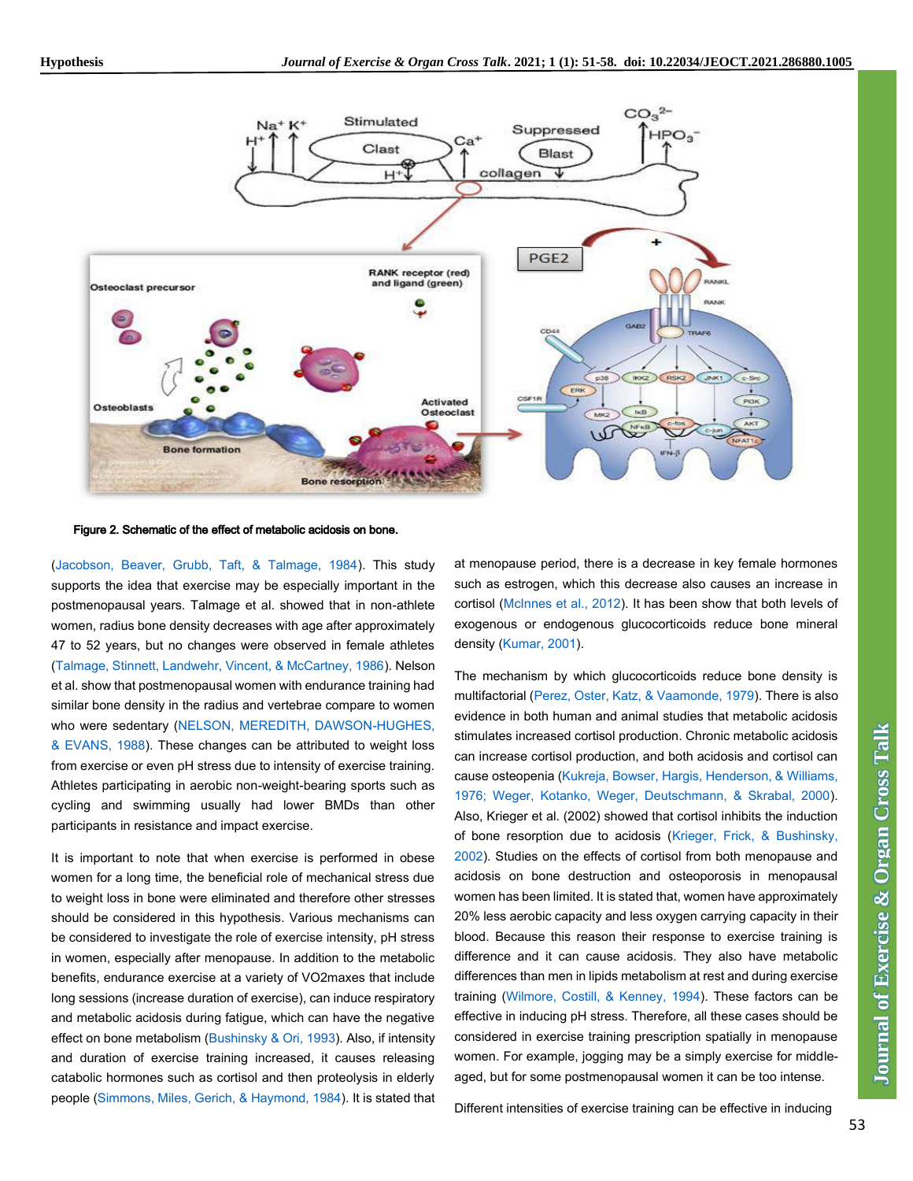Figure 2. Schematic of the effect of metabolic acidosis on bone.

(Jacobson, Beaver, Grubb, Taft, & Talmage, 1984). This study supports the idea that exercise may be especially important in the postmenopausal years. Talmage et al. showed that in non-athlete women, radius bone density decreases with age after approximately 47 to 52 years, but no changes were observed in female athletes (Talmage, Stinnett, Landwehr, Vincent, & McCartney, 1986). Nelson et al. show that postmenopausal women with endurance training had similar bone density in the radius and vertebrae compare to women who were sedentary (NELSON, MEREDITH, DAWSON-HUGHES, & EVANS, 1988). These changes can be attributed to weight loss from exercise or even pH stress due to intensity of exercise training. Athletes participating in aerobic non-weight-bearing sports such as cycling and swimming usually had lower BMDs than other participants in resistance and impact exercise.

It is important to note that when exercise is performed in obese women for a long time, the beneficial role of mechanical stress due to weight loss in bone were eliminated and therefore other stresses should be considered in this hypothesis. Various mechanisms can be considered to investigate the role of exercise intensity, pH stress in women, especially after menopause. In addition to the metabolic benefits, endurance exercise at a variety of VO2maxes that include long sessions (increase duration of exercise), can induce respiratory and metabolic acidosis during fatigue, which can have the negative effect on bone metabolism (Bushinsky & Ori, 1993). Also, if intensity and duration of exercise training increased, it causes releasing catabolic hormones such as cortisol and then proteolysis in elderly people (Simmons, Miles, Gerich, & Haymond, 1984). It is stated that at menopause period, there is a decrease in key female hormones such as estrogen, which this decrease also causes an increase in cortisol (McInnes et al., 2012). It has been show that both levels of exogenous or endogenous glucocorticoids reduce bone mineral density (Kumar, 2001).

The mechanism by which glucocorticoids reduce bone density is multifactorial (Perez, Oster, Katz, & Vaamonde, 1979). There is also evidence in both human and animal studies that metabolic acidosis stimulates increased cortisol production. Chronic metabolic acidosis can increase cortisol production, and both acidosis and cortisol can cause osteopenia (Kukreja, Bowser, Hargis, Henderson, & Williams, 1976; Weger, Kotanko, Weger, Deutschmann, & Skrabal, 2000). Also, Krieger et al. (2002) showed that cortisol inhibits the induction of bone resorption due to acidosis (Krieger, Frick, & Bushinsky, 2002). Studies on the effects of cortisol from both menopause and acidosis on bone destruction and osteoporosis in menopausal women has been limited. It is stated that, women have approximately 20% less aerobic capacity and less oxygen carrying capacity in their blood. Because this reason their response to exercise training is difference and it can cause acidosis. They also have metabolic differences than men in lipids metabolism at rest and during exercise training (Wilmore, Costill, & Kenney, 1994). These factors can be effective in inducing pH stress. Therefore, all these cases should be considered in exercise training prescription spatially in menopause women. For example, jogging may be a simply exercise for middle-aged, but for some postmenopausal women it can be too intense.

Different intensities of exercise training can be effective in inducing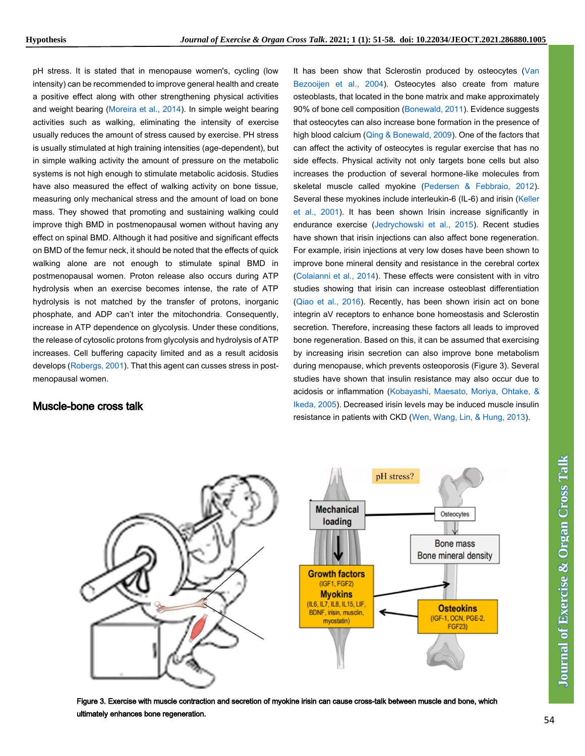pH stress. It is stated that in menopause women's, cycling (low intensity) can be recommended to improve general health and create a positive effect along with other strengthening physical activities and weight bearing (Moreira et al., 2014). In simple weight bearing activities such as walking, eliminating the intensity of exercise usually reduces the amount of stress caused by exercise. PH stress is usually stimulated at high training intensities (age-dependent), but in simple walking activity the amount of pressure on the metabolic systems is not high enough to stimulate metabolic acidosis. Studies have also measured the effect of walking activity on bone tissue, measuring only mechanical stress and the amount of load on bone mass. They showed that promoting and sustaining walking could improve thigh BMD in postmenopausal women without having any effect on spinal BMD. Although it had positive and significant effects on BMD of the femur neck, it should be noted that the effects of quick walking alone are not enough to stimulate spinal BMD in postmenopausal women. Proton release also occurs during ATP hydrolysis when an exercise becomes intense, the rate of ATP hydrolysis is not matched by the transfer of protons, inorganic phosphate, and ADP can't inter the mitochondria. Consequently, increase in ATP dependence on glycolysis. Under these conditions, the release of cytosolic protons from glycolysis and hydrolysis of ATP increases. Cell buffering capacity limited and as a result acidosis develops (Robergs, 2001). That this agent can cusses stress in post-menopausal women.

## Muscle-bone cross talk

It has been show that Sclerostin produced by osteocytes (Van Bezooijen et al., 2004). Osteocytes also create from mature osteoblasts, that located in the bone matrix and make approximately 90% of bone cell composition (Bonewald, 2011). Evidence suggests that osteocytes can also increase bone formation in the presence of high blood calcium (Qing & Bonewald, 2009). One of the factors that can affect the activity of osteocytes is regular exercise that has no side effects. Physical activity not only targets bone cells but also increases the production of several hormone-like molecules from skeletal muscle called myokine (Pedersen & Febbraio, 2012). Several these myokines include interleukin-6 (IL-6) and irisin (Keller et al., 2001). It has been shown Irisin increase significantly in endurance exercise (Jedrychowski et al., 2015). Recent studies have shown that irisin injections can also affect bone regeneration. For example, irisin injections at very low doses have been shown to improve bone mineral density and resistance in the cerebral cortex (Colaianni et al., 2014). These effects were consistent with in vitro studies showing that irisin can increase osteoblast differentiation (Qiao et al., 2016). Recently, has been shown irisin act on bone integrin aV receptors to enhance bone homeostasis and Sclerostin secretion. Therefore, increasing these factors all leads to improved bone regeneration. Based on this, it can be assumed that exercising by increasing irisin secretion can also improve bone metabolism during menopause, which prevents osteoporosis (Figure 3). Several studies have shown that insulin resistance may also occur due to acidosis or inflammation (Kobayashi, Maesato, Moriya, Ohtake, & Ikeda, 2005). Decreased irisin levels may be induced muscle insulin resistance in patients with CKD (Wen, Wang, Lin, & Hung, 2013).

**Figure 3. Exercise with muscle contraction and secretion of myokine irisin can cause cross-talk between muscle and bone, which ultimately enhances bone regeneration.**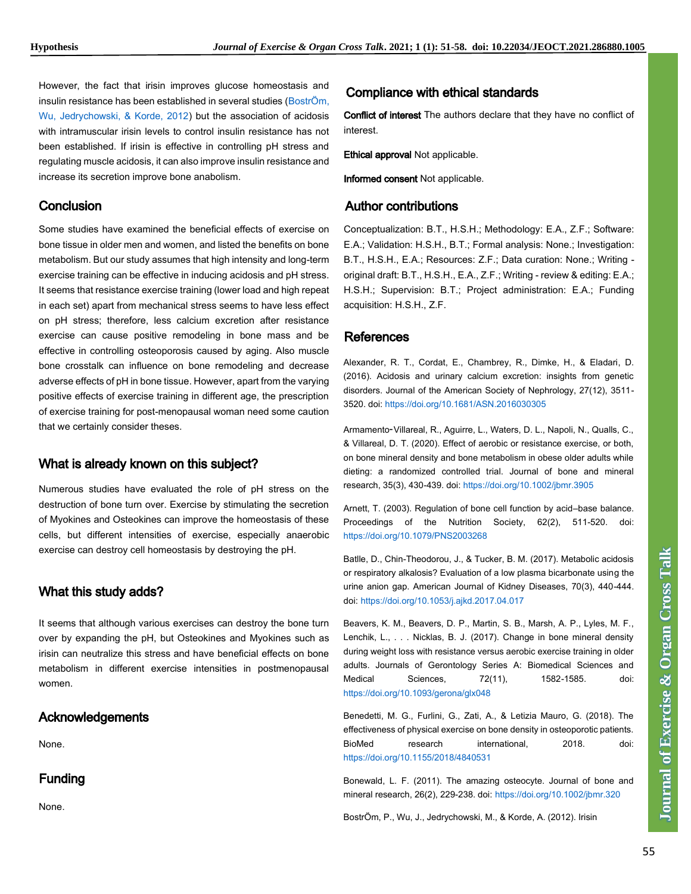However, the fact that irisin improves glucose homeostasis and insulin resistance has been established in several studies (BostrÖm, Wu, Jedrychowski, & Korde, 2012) but the association of acidosis with intramuscular irisin levels to control insulin resistance has not been established. If irisin is effective in controlling pH stress and regulating muscle acidosis, it can also improve insulin resistance and increase its secretion improve bone anabolism.

## Conclusion

Some studies have examined the beneficial effects of exercise on bone tissue in older men and women, and listed the benefits on bone metabolism. But our study assumes that high intensity and long-term exercise training can be effective in inducing acidosis and pH stress. It seems that resistance exercise training (lower load and high repeat in each set) apart from mechanical stress seems to have less effect on pH stress; therefore, less calcium excretion after resistance exercise can cause positive remodeling in bone mass and be effective in controlling osteoporosis caused by aging. Also muscle bone crosstalk can influence on bone remodeling and decrease adverse effects of pH in bone tissue. However, apart from the varying positive effects of exercise training in different age, the prescription of exercise training for post-menopausal woman need some caution that we certainly consider theses.

## What is already known on this subject?

Numerous studies have evaluated the role of pH stress on the destruction of bone turn over. Exercise by stimulating the secretion of Myokines and Osteokines can improve the homeostasis of these cells, but different intensities of exercise, especially anaerobic exercise can destroy cell homeostasis by destroying the pH.

## What this study adds?

It seems that although various exercises can destroy the bone turn over by expanding the pH, but Osteokines and Myokines such as irisin can neutralize this stress and have beneficial effects on bone metabolism in different exercise intensities in postmenopausal women.

## Acknowledgements

None.

## Funding

None.

## Compliance with ethical standards

**Conflict of interest** The authors declare that they have no conflict of interest.

**Ethical approval** Not applicable.

**Informed consent** Not applicable.

## Author contributions

Conceptualization: B.T., H.S.H.; Methodology: E.A., Z.F.; Software: E.A.; Validation: H.S.H., B.T.; Formal analysis: None.; Investigation: B.T., H.S.H., E.A.; Resources: Z.F.; Data curation: None.; Writing - original draft: B.T., H.S.H., E.A., Z.F.; Writing - review & editing: E.A.; H.S.H.; Supervision: B.T.; Project administration: E.A.; Funding acquisition: H.S.H., Z.F.

## References

Alexander, R. T., Cordat, E., Chambrey, R., Dimke, H., & Eladari, D. (2016). Acidosis and urinary calcium excretion: insights from genetic disorders. Journal of the American Society of Nephrology, 27(12), 3511-3520. doi: https://doi.org/10.1681/ASN.2016030305

Armamento‐Villareal, R., Aguirre, L., Waters, D. L., Napoli, N., Qualls, C., & Villareal, D. T. (2020). Effect of aerobic or resistance exercise, or both, on bone mineral density and bone metabolism in obese older adults while dieting: a randomized controlled trial. Journal of bone and mineral research, 35(3), 430-439. doi: https://doi.org/10.1002/jbmr.3905

Arnett, T. (2003). Regulation of bone cell function by acid–base balance. Proceedings of the Nutrition Society, 62(2), 511-520. doi: https://doi.org/10.1079/PNS2003268

Batlle, D., Chin-Theodorou, J., & Tucker, B. M. (2017). Metabolic acidosis or respiratory alkalosis? Evaluation of a low plasma bicarbonate using the urine anion gap. American Journal of Kidney Diseases, 70(3), 440-444. doi: https://doi.org/10.1053/j.ajkd.2017.04.017

Beavers, K. M., Beavers, D. P., Martin, S. B., Marsh, A. P., Lyles, M. F., Lenchik, L., . . . Nicklas, B. J. (2017). Change in bone mineral density during weight loss with resistance versus aerobic exercise training in older adults. Journals of Gerontology Series A: Biomedical Sciences and Medical Sciences, 72(11), 1582-1585. doi: https://doi.org/10.1093/gerona/glx048

Benedetti, M. G., Furlini, G., Zati, A., & Letizia Mauro, G. (2018). The effectiveness of physical exercise on bone density in osteoporotic patients. BioMed research international, 2018. doi: https://doi.org/10.1155/2018/4840531

Bonewald, L. F. (2011). The amazing osteocyte. Journal of bone and mineral research, 26(2), 229-238. doi: https://doi.org/10.1002/jbmr.320

BostrÖm, P., Wu, J., Jedrychowski, M., & Korde, A. (2012). Irisin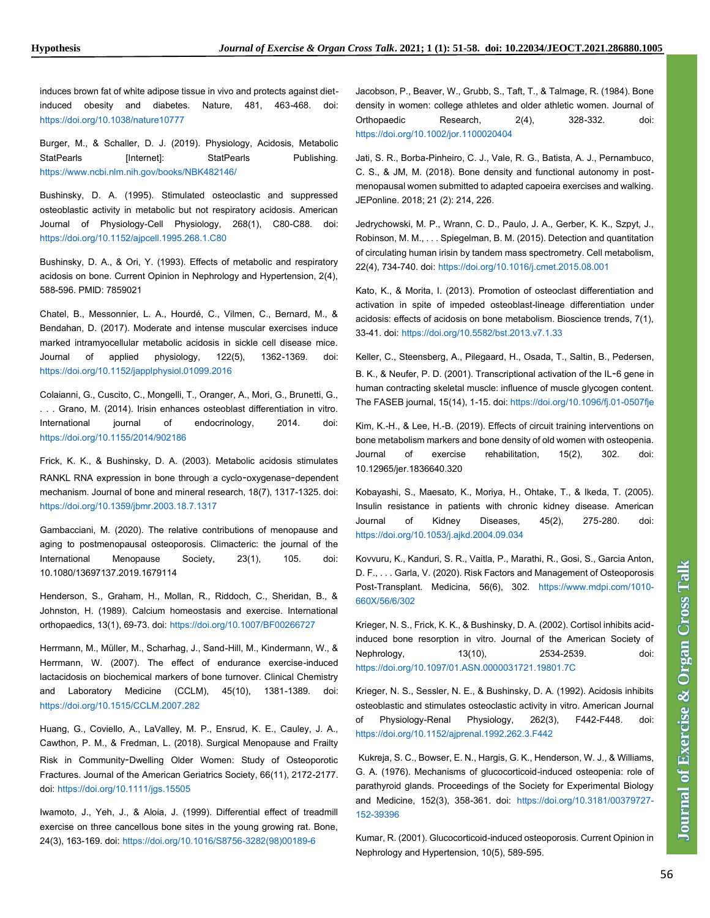induces brown fat of white adipose tissue in vivo and protects against diet-induced obesity and diabetes. Nature, 481, 463-468. doi: https://doi.org/10.1038/nature10777

Burger, M., & Schaller, D. J. (2019). Physiology, Acidosis, Metabolic StatPearls [Internet]: StatPearls Publishing. https://www.ncbi.nlm.nih.gov/books/NBK482146/

Bushinsky, D. A. (1995). Stimulated osteoclastic and suppressed osteoblastic activity in metabolic but not respiratory acidosis. American Journal of Physiology-Cell Physiology, 268(1), C80-C88. doi: https://doi.org/10.1152/ajpcell.1995.268.1.C80

Bushinsky, D. A., & Ori, Y. (1993). Effects of metabolic and respiratory acidosis on bone. Current Opinion in Nephrology and Hypertension, 2(4), 588-596. PMID: 7859021

Chatel, B., Messonnier, L. A., Hourdé, C., Vilmen, C., Bernard, M., & Bendahan, D. (2017). Moderate and intense muscular exercises induce marked intramyocellular metabolic acidosis in sickle cell disease mice. Journal of applied physiology, 122(5), 1362-1369. doi: https://doi.org/10.1152/japplphysiol.01099.2016

Colaianni, G., Cuscito, C., Mongelli, T., Oranger, A., Mori, G., Brunetti, G., . . . Grano, M. (2014). Irisin enhances osteoblast differentiation in vitro. International journal of endocrinology, 2014. doi: https://doi.org/10.1155/2014/902186

Frick, K. K., & Bushinsky, D. A. (2003). Metabolic acidosis stimulates RANKL RNA expression in bone through a cyclo-oxygenase-dependent mechanism. Journal of bone and mineral research, 18(7), 1317-1325. doi: https://doi.org/10.1359/jbmr.2003.18.7.1317

Gambacciani, M. (2020). The relative contributions of menopause and aging to postmenopausal osteoporosis. Climacteric: the journal of the International Menopause Society, 23(1), 105. doi: 10.1080/13697137.2019.1679114

Henderson, S., Graham, H., Mollan, R., Riddoch, C., Sheridan, B., & Johnston, H. (1989). Calcium homeostasis and exercise. International orthopaedics, 13(1), 69-73. doi: https://doi.org/10.1007/BF00266727

Herrmann, M., Müller, M., Scharhag, J., Sand-Hill, M., Kindermann, W., & Herrmann, W. (2007). The effect of endurance exercise-induced lactacidosis on biochemical markers of bone turnover. Clinical Chemistry and Laboratory Medicine (CCLM), 45(10), 1381-1389. doi: https://doi.org/10.1515/CCLM.2007.282

Huang, G., Coviello, A., LaValley, M. P., Ensrud, K. E., Cauley, J. A., Cawthon, P. M., & Fredman, L. (2018). Surgical Menopause and Frailty Risk in Community-Dwelling Older Women: Study of Osteoporotic Fractures. Journal of the American Geriatrics Society, 66(11), 2172-2177. doi: https://doi.org/10.1111/jgs.15505

Iwamoto, J., Yeh, J., & Aloia, J. (1999). Differential effect of treadmill exercise on three cancellous bone sites in the young growing rat. Bone, 24(3), 163-169. doi: https://doi.org/10.1016/S8756-3282(98)00189-6

Jacobson, P., Beaver, W., Grubb, S., Taft, T., & Talmage, R. (1984). Bone density in women: college athletes and older athletic women. Journal of Orthopaedic Research, 2(4), 328-332. doi: https://doi.org/10.1002/jor.1100020404

Jati, S. R., Borba-Pinheiro, C. J., Vale, R. G., Batista, A. J., Pernambuco, C. S., & JM, M. (2018). Bone density and functional autonomy in post-menopausal women submitted to adapted capoeira exercises and walking. JEPonline. 2018; 21 (2): 214, 226.

Jedrychowski, M. P., Wrann, C. D., Paulo, J. A., Gerber, K. K., Szpyt, J., Robinson, M. M., . . . Spiegelman, B. M. (2015). Detection and quantitation of circulating human irisin by tandem mass spectrometry. Cell metabolism, 22(4), 734-740. doi: https://doi.org/10.1016/j.cmet.2015.08.001

Kato, K., & Morita, I. (2013). Promotion of osteoclast differentiation and activation in spite of impeded osteoblast-lineage differentiation under acidosis: effects of acidosis on bone metabolism. Bioscience trends, 7(1), 33-41. doi: https://doi.org/10.5582/bst.2013.v7.1.33

Keller, C., Steensberg, A., Pilegaard, H., Osada, T., Saltin, B., Pedersen, B. K., & Neufer, P. D. (2001). Transcriptional activation of the IL-6 gene in human contracting skeletal muscle: influence of muscle glycogen content. The FASEB journal, 15(14), 1-15. doi: https://doi.org/10.1096/fj.01-0507fje

Kim, K.-H., & Lee, H.-B. (2019). Effects of circuit training interventions on bone metabolism markers and bone density of old women with osteopenia. Journal of exercise rehabilitation, 15(2), 302. doi: 10.12965/jer.1836640.320

Kobayashi, S., Maesato, K., Moriya, H., Ohtake, T., & Ikeda, T. (2005). Insulin resistance in patients with chronic kidney disease. American Journal of Kidney Diseases, 45(2), 275-280. doi: https://doi.org/10.1053/j.ajkd.2004.09.034

Kovvuru, K., Kanduri, S. R., Vaitla, P., Marathi, R., Gosi, S., Garcia Anton, D. F., . . . Garla, V. (2020). Risk Factors and Management of Osteoporosis Post-Transplant. Medicina, 56(6), 302. https://www.mdpi.com/1010-660X/56/6/302

Krieger, N. S., Frick, K. K., & Bushinsky, D. A. (2002). Cortisol inhibits acid-induced bone resorption in vitro. Journal of the American Society of Nephrology, 13(10), 2534-2539. doi: https://doi.org/10.1097/01.ASN.0000031721.19801.7C

Krieger, N. S., Sessler, N. E., & Bushinsky, D. A. (1992). Acidosis inhibits osteoblastic and stimulates osteoclastic activity in vitro. American Journal of Physiology-Renal Physiology, 262(3), F442-F448. doi: https://doi.org/10.1152/ajprenal.1992.262.3.F442

Kukreja, S. C., Bowser, E. N., Hargis, G. K., Henderson, W. J., & Williams, G. A. (1976). Mechanisms of glucocorticoid-induced osteopenia: role of parathyroid glands. Proceedings of the Society for Experimental Biology and Medicine, 152(3), 358-361. doi: https://doi.org/10.3181/00379727-152-39396

Kumar, R. (2001). Glucocorticoid-induced osteoporosis. Current Opinion in Nephrology and Hypertension, 10(5), 589-595.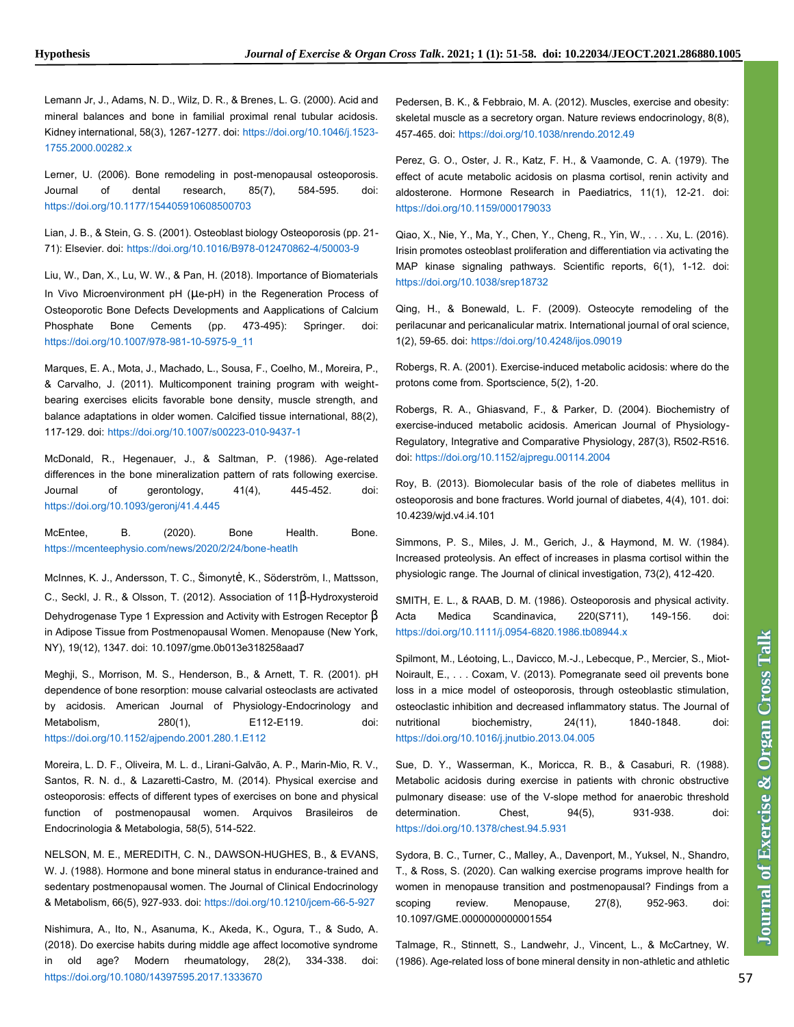Lemann Jr, J., Adams, N. D., Wilz, D. R., & Brenes, L. G. (2000). Acid and mineral balances and bone in familial proximal renal tubular acidosis. Kidney international, 58(3), 1267-1277. doi: https://doi.org/10.1046/j.1523-1755.2000.00282.x

Lerner, U. (2006). Bone remodeling in post-menopausal osteoporosis. Journal of dental research, 85(7), 584-595. doi: https://doi.org/10.1177/154405910608500703

Lian, J. B., & Stein, G. S. (2001). Osteoblast biology Osteoporosis (pp. 21-71): Elsevier. doi: https://doi.org/10.1016/B978-012470862-4/50003-9

Liu, W., Dan, X., Lu, W. W., & Pan, H. (2018). Importance of Biomaterials In Vivo Microenvironment pH (μe-pH) in the Regeneration Process of Osteoporotic Bone Defects Developments and Aapplications of Calcium Phosphate Bone Cements (pp. 473-495): Springer. doi: https://doi.org/10.1007/978-981-10-5975-9_11

Marques, E. A., Mota, J., Machado, L., Sousa, F., Coelho, M., Moreira, P., & Carvalho, J. (2011). Multicomponent training program with weight-bearing exercises elicits favorable bone density, muscle strength, and balance adaptations in older women. Calcified tissue international, 88(2), 117-129. doi: https://doi.org/10.1007/s00223-010-9437-1

McDonald, R., Hegenauer, J., & Saltman, P. (1986). Age-related differences in the bone mineralization pattern of rats following exercise. Journal of gerontology, 41(4), 445-452. doi: https://doi.org/10.1093/geronj/41.4.445

McEntee, B. (2020). Bone Health. Bone. https://mcenteephysio.com/news/2020/2/24/bone-heatlh

McInnes, K. J., Andersson, T. C., Šimonytė, K., Söderström, I., Mattsson, C., Seckl, J. R., & Olsson, T. (2012). Association of 11β-Hydroxysteroid Dehydrogenase Type 1 Expression and Activity with Estrogen Receptor β in Adipose Tissue from Postmenopausal Women. Menopause (New York, NY), 19(12), 1347. doi: 10.1097/gme.0b013e318258aad7

Meghji, S., Morrison, M. S., Henderson, B., & Arnett, T. R. (2001). pH dependence of bone resorption: mouse calvarial osteoclasts are activated by acidosis. American Journal of Physiology-Endocrinology and Metabolism, 280(1), E112-E119. doi: https://doi.org/10.1152/ajpendo.2001.280.1.E112

Moreira, L. D. F., Oliveira, M. L. d., Lirani-Galvão, A. P., Marin-Mio, R. V., Santos, R. N. d., & Lazaretti-Castro, M. (2014). Physical exercise and osteoporosis: effects of different types of exercises on bone and physical function of postmenopausal women. Arquivos Brasileiros de Endocrinologia & Metabologia, 58(5), 514-522.

NELSON, M. E., MEREDITH, C. N., DAWSON-HUGHES, B., & EVANS, W. J. (1988). Hormone and bone mineral status in endurance-trained and sedentary postmenopausal women. The Journal of Clinical Endocrinology & Metabolism, 66(5), 927-933. doi: https://doi.org/10.1210/jcem-66-5-927

Nishimura, A., Ito, N., Asanuma, K., Akeda, K., Ogura, T., & Sudo, A. (2018). Do exercise habits during middle age affect locomotive syndrome in old age? Modern rheumatology, 28(2), 334-338. doi: https://doi.org/10.1080/14397595.2017.1333670

Pedersen, B. K., & Febbraio, M. A. (2012). Muscles, exercise and obesity: skeletal muscle as a secretory organ. Nature reviews endocrinology, 8(8), 457-465. doi: https://doi.org/10.1038/nrendo.2012.49

Perez, G. O., Oster, J. R., Katz, F. H., & Vaamonde, C. A. (1979). The effect of acute metabolic acidosis on plasma cortisol, renin activity and aldosterone. Hormone Research in Paediatrics, 11(1), 12-21. doi: https://doi.org/10.1159/000179033

Qiao, X., Nie, Y., Ma, Y., Chen, Y., Cheng, R., Yin, W., . . . Xu, L. (2016). Irisin promotes osteoblast proliferation and differentiation via activating the MAP kinase signaling pathways. Scientific reports, 6(1), 1-12. doi: https://doi.org/10.1038/srep18732

Qing, H., & Bonewald, L. F. (2009). Osteocyte remodeling of the perilacunar and pericanalicular matrix. International journal of oral science, 1(2), 59-65. doi: https://doi.org/10.4248/ijos.09019

Robergs, R. A. (2001). Exercise-induced metabolic acidosis: where do the protons come from. Sportscience, 5(2), 1-20.

Robergs, R. A., Ghiasvand, F., & Parker, D. (2004). Biochemistry of exercise-induced metabolic acidosis. American Journal of Physiology-Regulatory, Integrative and Comparative Physiology, 287(3), R502-R516. doi: https://doi.org/10.1152/ajpregu.00114.2004

Roy, B. (2013). Biomolecular basis of the role of diabetes mellitus in osteoporosis and bone fractures. World journal of diabetes, 4(4), 101. doi: 10.4239/wjd.v4.i4.101

Simmons, P. S., Miles, J. M., Gerich, J., & Haymond, M. W. (1984). Increased proteolysis. An effect of increases in plasma cortisol within the physiologic range. The Journal of clinical investigation, 73(2), 412-420.

SMITH, E. L., & RAAB, D. M. (1986). Osteoporosis and physical activity. Acta Medica Scandinavica, 220(S711), 149-156. doi: https://doi.org/10.1111/j.0954-6820.1986.tb08944.x

Spilmont, M., Léotoing, L., Davicco, M.-J., Lebecque, P., Mercier, S., Miot-Noirault, E., . . . Coxam, V. (2013). Pomegranate seed oil prevents bone loss in a mice model of osteoporosis, through osteoblastic stimulation, osteoclastic inhibition and decreased inflammatory status. The Journal of nutritional biochemistry, 24(11), 1840-1848. doi: https://doi.org/10.1016/j.jnutbio.2013.04.005

Sue, D. Y., Wasserman, K., Moricca, R. B., & Casaburi, R. (1988). Metabolic acidosis during exercise in patients with chronic obstructive pulmonary disease: use of the V-slope method for anaerobic threshold determination. Chest, 94(5), 931-938. doi: https://doi.org/10.1378/chest.94.5.931

Sydora, B. C., Turner, C., Malley, A., Davenport, M., Yuksel, N., Shandro, T., & Ross, S. (2020). Can walking exercise programs improve health for women in menopause transition and postmenopausal? Findings from a scoping review. Menopause, 27(8), 952-963. doi: 10.1097/GME.0000000000001554

Talmage, R., Stinnett, S., Landwehr, J., Vincent, L., & McCartney, W. (1986). Age-related loss of bone mineral density in non-athletic and athletic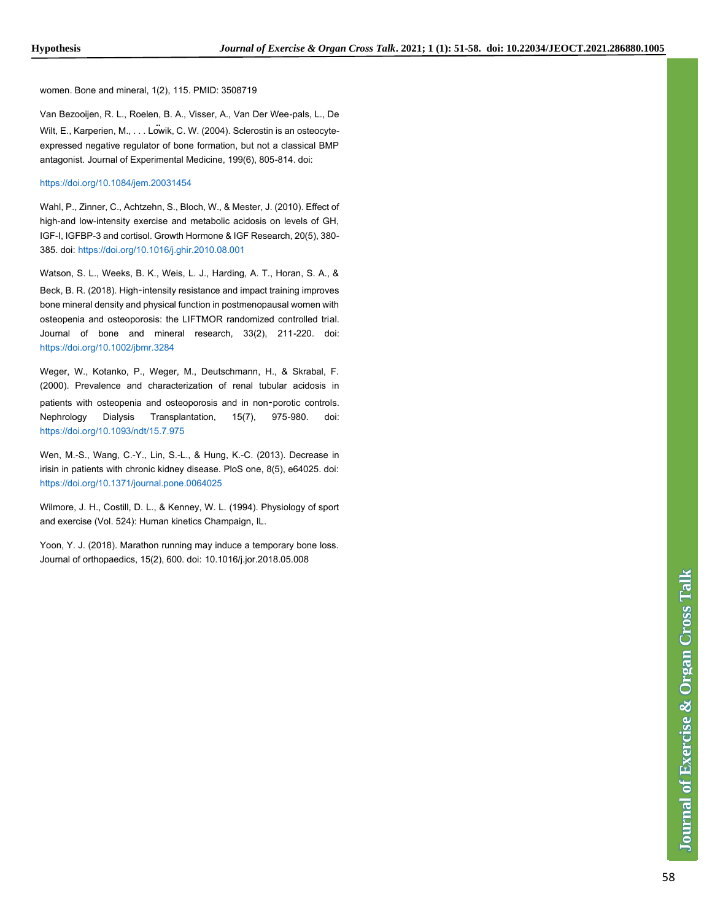women. Bone and mineral, 1(2), 115. PMID: 3508719

Van Bezooijen, R. L., Roelen, B. A., Visser, A., Van Der Wee-pals, L., De Wilt, E., Karperien, M., . . . Löwik, C. W. (2004). Sclerostin is an osteocyte-expressed negative regulator of bone formation, but not a classical BMP antagonist. Journal of Experimental Medicine, 199(6), 805-814. doi: https://doi.org/10.1084/jem.20031454

Wahl, P., Zinner, C., Achtzehn, S., Bloch, W., & Mester, J. (2010). Effect of high-and low-intensity exercise and metabolic acidosis on levels of GH, IGF-I, IGFBP-3 and cortisol. Growth Hormone & IGF Research, 20(5), 380-385. doi: https://doi.org/10.1016/j.ghir.2010.08.001

Watson, S. L., Weeks, B. K., Weis, L. J., Harding, A. T., Horan, S. A., & Beck, B. R. (2018). High-intensity resistance and impact training improves bone mineral density and physical function in postmenopausal women with osteopenia and osteoporosis: the LIFTMOR randomized controlled trial. Journal of bone and mineral research, 33(2), 211-220. doi: https://doi.org/10.1002/jbmr.3284

Weger, W., Kotanko, P., Weger, M., Deutschmann, H., & Skrabal, F. (2000). Prevalence and characterization of renal tubular acidosis in patients with osteopenia and osteoporosis and in non-porotic controls. Nephrology Dialysis Transplantation, 15(7), 975-980. doi: https://doi.org/10.1093/ndt/15.7.975

Wen, M.-S., Wang, C.-Y., Lin, S.-L., & Hung, K.-C. (2013). Decrease in irisin in patients with chronic kidney disease. PloS one, 8(5), e64025. doi: https://doi.org/10.1371/journal.pone.0064025

Wilmore, J. H., Costill, D. L., & Kenney, W. L. (1994). Physiology of sport and exercise (Vol. 524): Human kinetics Champaign, IL.

Yoon, Y. J. (2018). Marathon running may induce a temporary bone loss. Journal of orthopaedics, 15(2), 600. doi: 10.1016/j.jor.2018.05.008